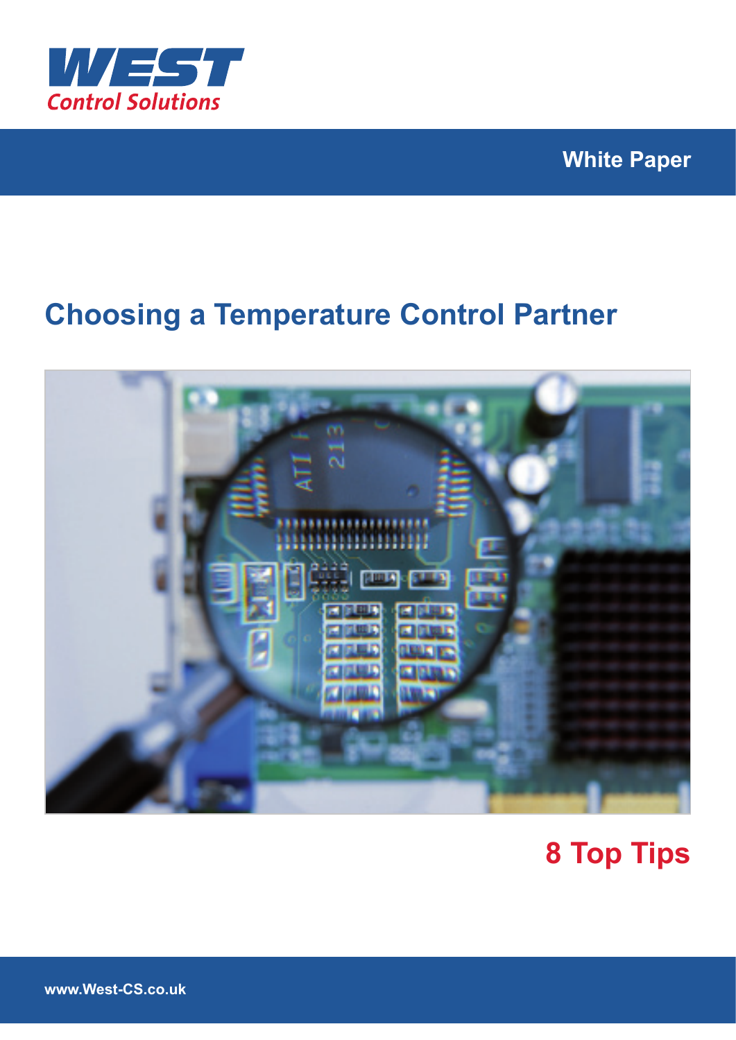WEST Control Solutions

White Paper

# Choosing a Temperature Control Partner

## 8 Top Tips

www.West-CS.co.uk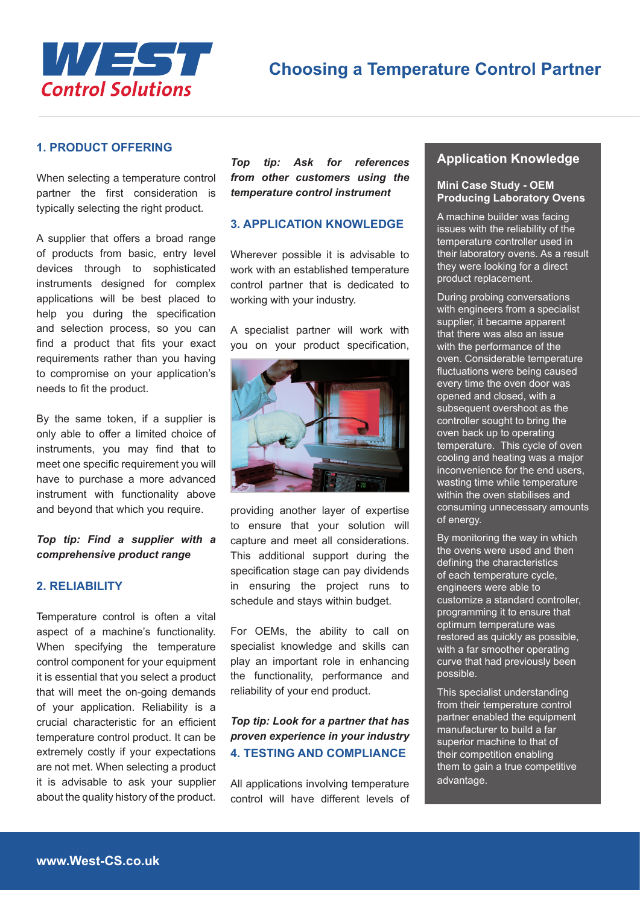# Choosing a Temperature Control Partner

## 1. PRODUCT OFFERING

When selecting a temperature control partner the first consideration is typically selecting the right product.

A supplier that offers a broad range of products from basic, entry level devices through to sophisticated instruments designed for complex applications will be best placed to help you during the specification and selection process, so you can find a product that fits your exact requirements rather than you having to compromise on your application's needs to fit the product.

By the same token, if a supplier is only able to offer a limited choice of instruments, you may find that to meet one specific requirement you will have to purchase a more advanced instrument with functionality above and beyond that which you require.

***Top tip: Find a supplier with a comprehensive product range***

## 2. RELIABILITY

Temperature control is often a vital aspect of a machine's functionality. When specifying the temperature control component for your equipment it is essential that you select a product that will meet the on-going demands of your application. Reliability is a crucial characteristic for an efficient temperature control product. It can be extremely costly if your expectations are not met. When selecting a product it is advisable to ask your supplier about the quality history of the product.

***Top tip: Ask for references from other customers using the temperature control instrument***

## 3. APPLICATION KNOWLEDGE

Wherever possible it is advisable to work with an established temperature control partner that is dedicated to working with your industry.

A specialist partner will work with you on your product specification, providing another layer of expertise to ensure that your solution will capture and meet all considerations. This additional support during the specification stage can pay dividends in ensuring the project runs to schedule and stays within budget.

For OEMs, the ability to call on specialist knowledge and skills can play an important role in enhancing the functionality, performance and reliability of your end product.

***Top tip: Look for a partner that has proven experience in your industry***

## 4. TESTING AND COMPLIANCE

All applications involving temperature control will have different levels of

## Application Knowledge

### Mini Case Study - OEM Producing Laboratory Ovens

A machine builder was facing issues with the reliability of the temperature controller used in their laboratory ovens. As a result they were looking for a direct product replacement.

During probing conversations with engineers from a specialist supplier, it became apparent that there was also an issue with the performance of the oven. Considerable temperature fluctuations were being caused every time the oven door was opened and closed, with a subsequent overshoot as the controller sought to bring the oven back up to operating temperature. This cycle of oven cooling and heating was a major inconvenience for the end users, wasting time while temperature within the oven stabilises and consuming unnecessary amounts of energy.

By monitoring the way in which the ovens were used and then defining the characteristics of each temperature cycle, engineers were able to customize a standard controller, programming it to ensure that optimum temperature was restored as quickly as possible, with a far smoother operating curve that had previously been possible.

This specialist understanding from their temperature control partner enabled the equipment manufacturer to build a far superior machine to that of their competition enabling them to gain a true competitive advantage.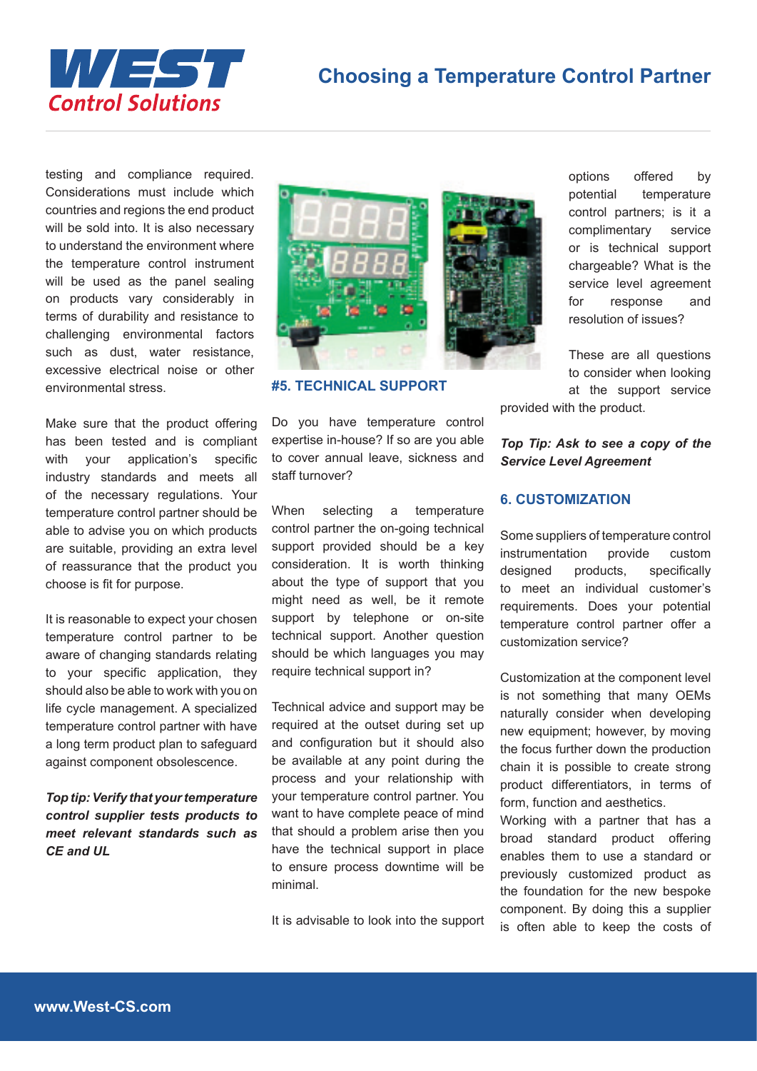testing and compliance required. Considerations must include which countries and regions the end product will be sold into. It is also necessary to understand the environment where the temperature control instrument will be used as the panel sealing on products vary considerably in terms of durability and resistance to challenging environmental factors such as dust, water resistance, excessive electrical noise or other environmental stress.

Make sure that the product offering has been tested and is compliant with your application's specific industry standards and meets all of the necessary regulations. Your temperature control partner should be able to advise you on which products are suitable, providing an extra level of reassurance that the product you choose is fit for purpose.

It is reasonable to expect your chosen temperature control partner to be aware of changing standards relating to your specific application, they should also be able to work with you on life cycle management. A specialized temperature control partner with have a long term product plan to safeguard against component obsolescence.

***Top tip: Verify that your temperature control supplier tests products to meet relevant standards such as CE and UL***

## #5. TECHNICAL SUPPORT

Do you have temperature control expertise in-house? If so are you able to cover annual leave, sickness and staff turnover?

When selecting a temperature control partner the on-going technical support provided should be a key consideration. It is worth thinking about the type of support that you might need as well, be it remote support by telephone or on-site technical support. Another question should be which languages you may require technical support in?

Technical advice and support may be required at the outset during set up and configuration but it should also be available at any point during the process and your relationship with your temperature control partner. You want to have complete peace of mind that should a problem arise then you have the technical support in place to ensure process downtime will be minimal.

It is advisable to look into the support options offered by potential temperature control partners; is it a complimentary service or is technical support chargeable? What is the service level agreement for response and resolution of issues?

These are all questions to consider when looking at the support service provided with the product.

***Top Tip: Ask to see a copy of the Service Level Agreement***

## 6. CUSTOMIZATION

Some suppliers of temperature control instrumentation provide custom designed products, specifically to meet an individual customer's requirements. Does your potential temperature control partner offer a customization service?

Customization at the component level is not something that many OEMs naturally consider when developing new equipment; however, by moving the focus further down the production chain it is possible to create strong product differentiators, in terms of form, function and aesthetics.
Working with a partner that has a broad standard product offering enables them to use a standard or previously customized product as the foundation for the new bespoke component. By doing this a supplier is often able to keep the costs of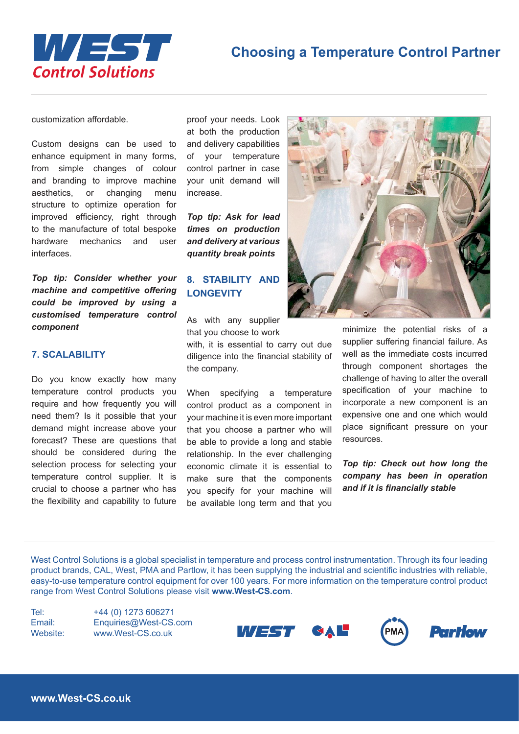customization affordable.

Custom designs can be used to enhance equipment in many forms, from simple changes of colour and branding to improve machine aesthetics, or changing menu structure to optimize operation for improved efficiency, right through to the manufacture of total bespoke hardware mechanics and user interfaces.

***Top tip: Consider whether your machine and competitive offering could be improved by using a customised temperature control component***

## 7. SCALABILITY

Do you know exactly how many temperature control products you require and how frequently you will need them? Is it possible that your demand might increase above your forecast? These are questions that should be considered during the selection process for selecting your temperature control supplier. It is crucial to choose a partner who has the flexibility and capability to future proof your needs. Look at both the production and delivery capabilities of your temperature control partner in case your unit demand will increase.

***Top tip: Ask for lead times on production and delivery at various quantity break points***

## 8. STABILITY AND LONGEVITY

As with any supplier that you choose to work with, it is essential to carry out due diligence into the financial stability of the company.

When specifying a temperature control product as a component in your machine it is even more important that you choose a partner who will be able to provide a long and stable relationship. In the ever challenging economic climate it is essential to make sure that the components you specify for your machine will be available long term and that you minimize the potential risks of a supplier suffering financial failure. As well as the immediate costs incurred through component shortages the challenge of having to alter the overall specification of your machine to incorporate a new component is an expensive one and one which would place significant pressure on your resources.

***Top tip: Check out how long the company has been in operation and if it is financially stable***

West Control Solutions is a global specialist in temperature and process control instrumentation. Through its four leading product brands, CAL, West, PMA and Partlow, it has been supplying the industrial and scientific industries with reliable, easy-to-use temperature control equipment for over 100 years. For more information on the temperature control product range from West Control Solutions please visit **www.West-CS.com**.

Tel: +44 (0) 1273 606271
Email: Enquiries@West-CS.com
Website: www.West-CS.co.uk